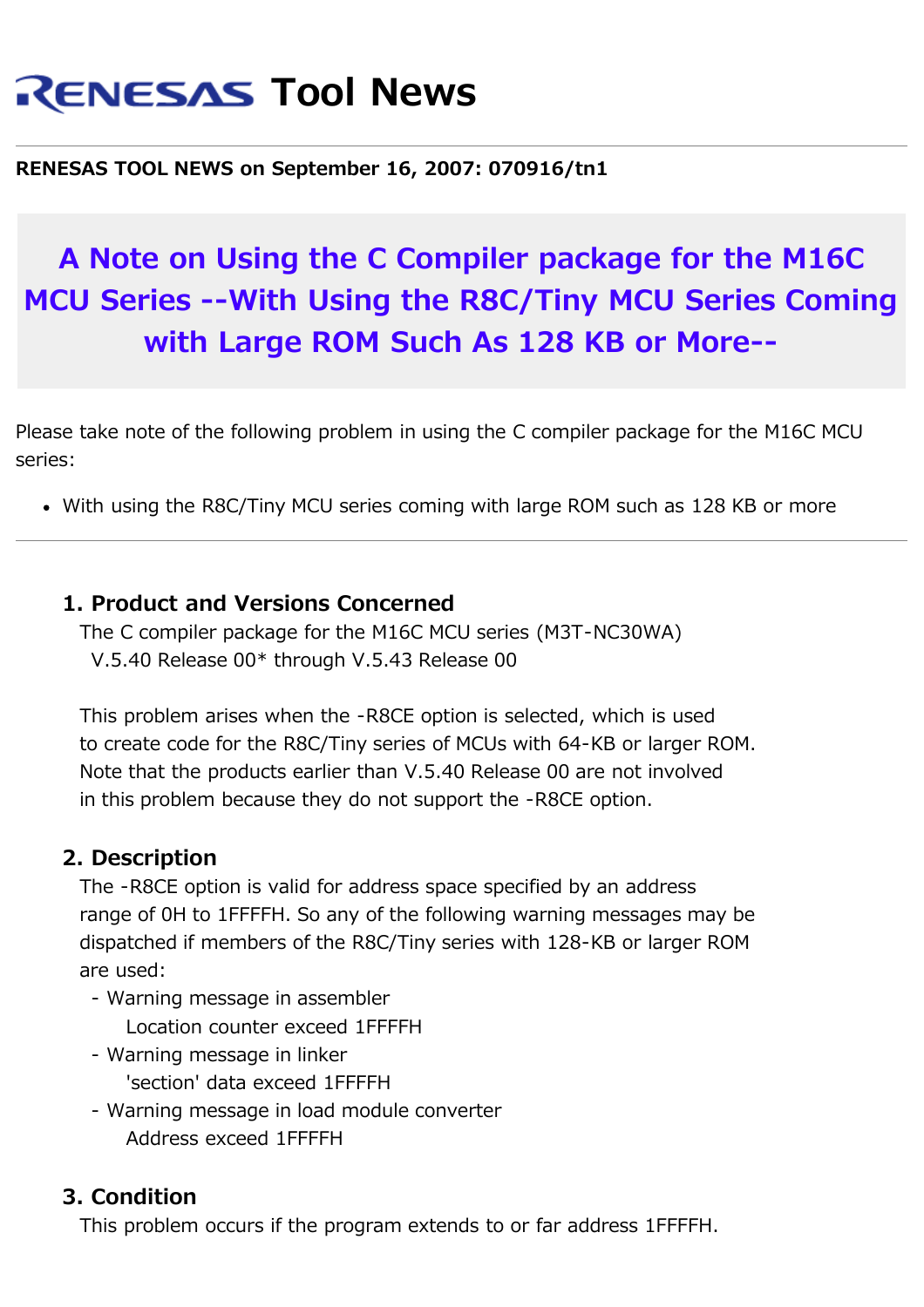# RENESAS Tool News

**RENESAS TOOL NEWS on September 16, 2007: 070916/tn1**

## A Note on Using the C Compiler package for the M16C MCU Series --With Using the R8C/Tiny MCU Series Coming with Large ROM Such As 128 KB or More--

Please take note of the following problem in using the C compiler package for the M16C MCU series:

- With using the R8C/Tiny MCU series coming with large ROM such as 128 KB or more

---

### 1. Product and Versions Concerned

The C compiler package for the M16C MCU series (M3T-NC30WA)
V.5.40 Release 00* through V.5.43 Release 00

This problem arises when the -R8CE option is selected, which is used to create code for the R8C/Tiny series of MCUs with 64-KB or larger ROM. Note that the products earlier than V.5.40 Release 00 are not involved in this problem because they do not support the -R8CE option.

### 2. Description

The -R8CE option is valid for address space specified by an address range of 0H to 1FFFFH. So any of the following warning messages may be dispatched if members of the R8C/Tiny series with 128-KB or larger ROM are used:

- Warning message in assembler
  Location counter exceed 1FFFFH
- Warning message in linker
  'section' data exceed 1FFFFH
- Warning message in load module converter
  Address exceed 1FFFFH

### 3. Condition

This problem occurs if the program extends to or far address 1FFFFH.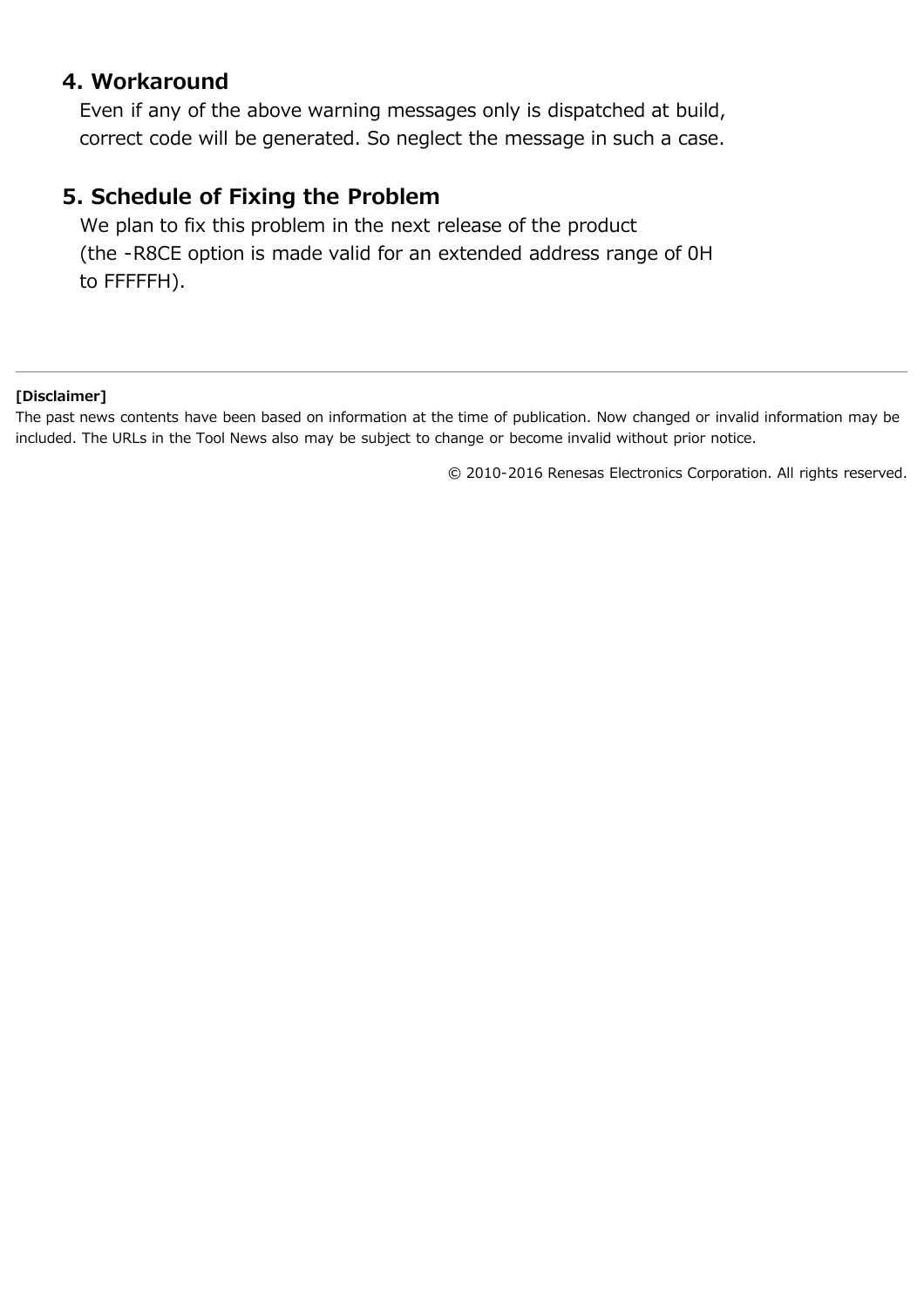## 4. Workaround

Even if any of the above warning messages only is dispatched at build, correct code will be generated. So neglect the message in such a case.

## 5. Schedule of Fixing the Problem

We plan to fix this problem in the next release of the product (the -R8CE option is made valid for an extended address range of 0H to FFFFFH).

---

**[Disclaimer]**

The past news contents have been based on information at the time of publication. Now changed or invalid information may be included. The URLs in the Tool News also may be subject to change or become invalid without prior notice.

© 2010-2016 Renesas Electronics Corporation. All rights reserved.